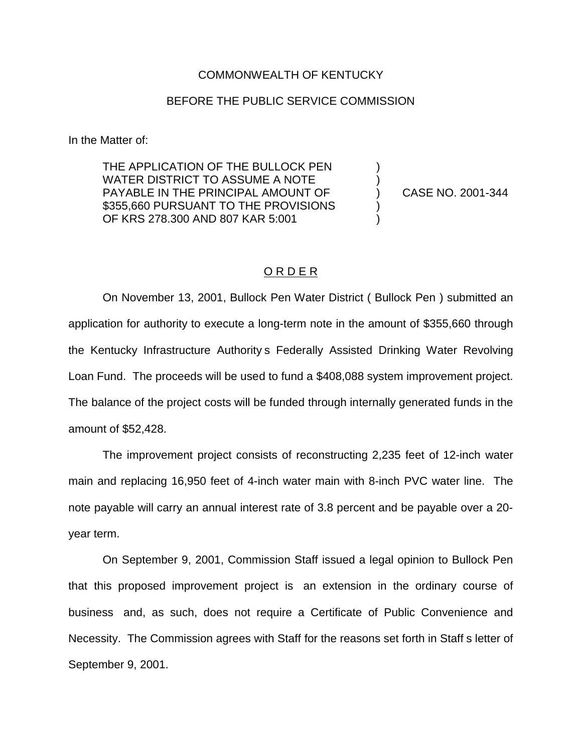COMMONWEALTH OF KENTUCKY

BEFORE THE PUBLIC SERVICE COMMISSION

In the Matter of:

| | | |
|---|---|---|
| THE APPLICATION OF THE BULLOCK PEN WATER DISTRICT TO ASSUME A NOTE PAYABLE IN THE PRINCIPAL AMOUNT OF \$355,660 PURSUANT TO THE PROVISIONS OF KRS 278.300 AND 807 KAR 5:001 | ) | CASE NO. 2001-344 |

## O R D E R

On November 13, 2001, Bullock Pen Water District ( Bullock Pen ) submitted an application for authority to execute a long-term note in the amount of \$355,660 through the Kentucky Infrastructure Authority s Federally Assisted Drinking Water Revolving Loan Fund. The proceeds will be used to fund a \$408,088 system improvement project. The balance of the project costs will be funded through internally generated funds in the amount of \$52,428.

The improvement project consists of reconstructing 2,235 feet of 12-inch water main and replacing 16,950 feet of 4-inch water main with 8-inch PVC water line. The note payable will carry an annual interest rate of 3.8 percent and be payable over a 20-year term.

On September 9, 2001, Commission Staff issued a legal opinion to Bullock Pen that this proposed improvement project is an extension in the ordinary course of business and, as such, does not require a Certificate of Public Convenience and Necessity. The Commission agrees with Staff for the reasons set forth in Staff s letter of September 9, 2001.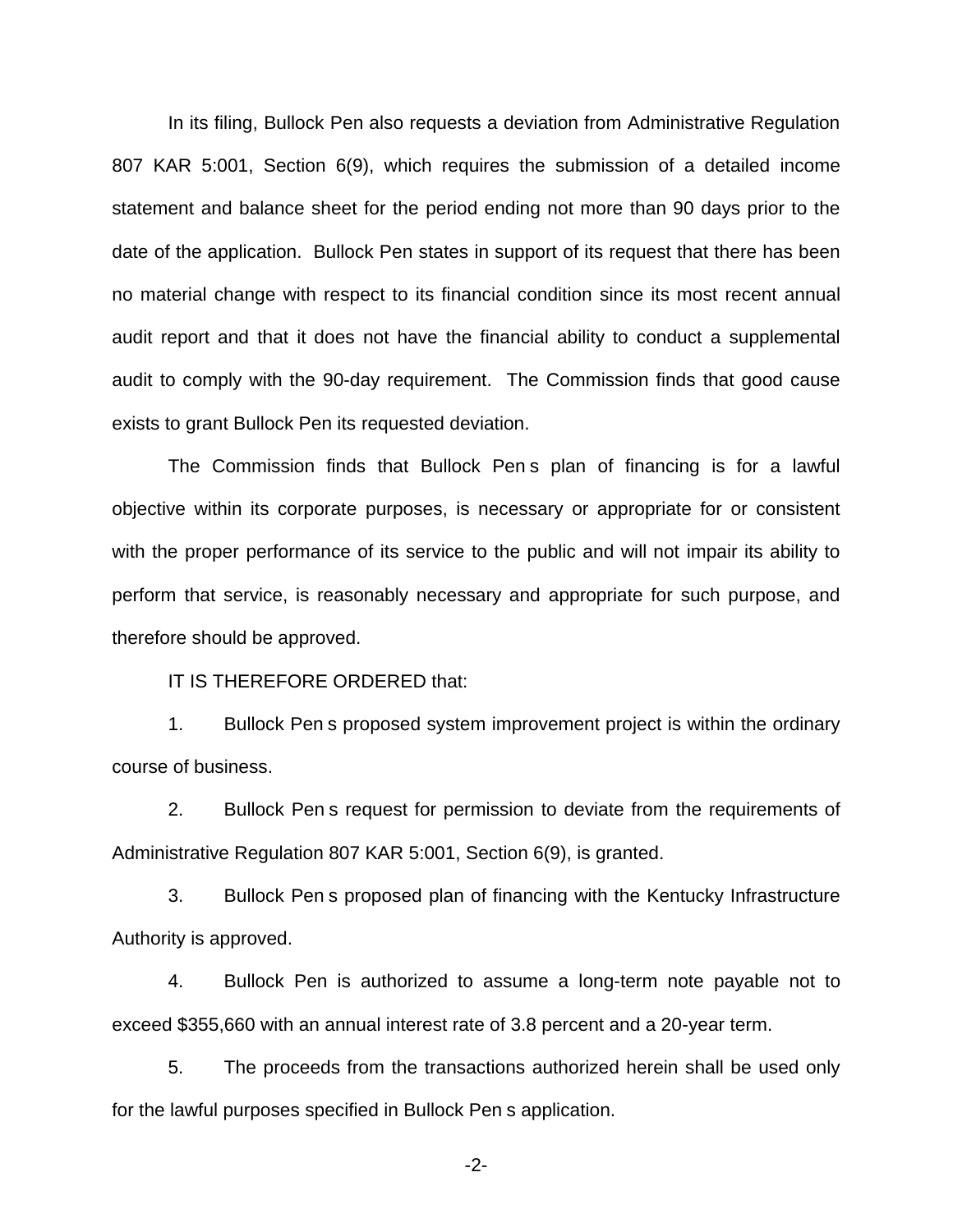In its filing, Bullock Pen also requests a deviation from Administrative Regulation 807 KAR 5:001, Section 6(9), which requires the submission of a detailed income statement and balance sheet for the period ending not more than 90 days prior to the date of the application. Bullock Pen states in support of its request that there has been no material change with respect to its financial condition since its most recent annual audit report and that it does not have the financial ability to conduct a supplemental audit to comply with the 90-day requirement. The Commission finds that good cause exists to grant Bullock Pen its requested deviation.

The Commission finds that Bullock Pen s plan of financing is for a lawful objective within its corporate purposes, is necessary or appropriate for or consistent with the proper performance of its service to the public and will not impair its ability to perform that service, is reasonably necessary and appropriate for such purpose, and therefore should be approved.

IT IS THEREFORE ORDERED that:

1. Bullock Pen s proposed system improvement project is within the ordinary course of business.

2. Bullock Pen s request for permission to deviate from the requirements of Administrative Regulation 807 KAR 5:001, Section 6(9), is granted.

3. Bullock Pen s proposed plan of financing with the Kentucky Infrastructure Authority is approved.

4. Bullock Pen is authorized to assume a long-term note payable not to exceed $355,660 with an annual interest rate of 3.8 percent and a 20-year term.

5. The proceeds from the transactions authorized herein shall be used only for the lawful purposes specified in Bullock Pen s application.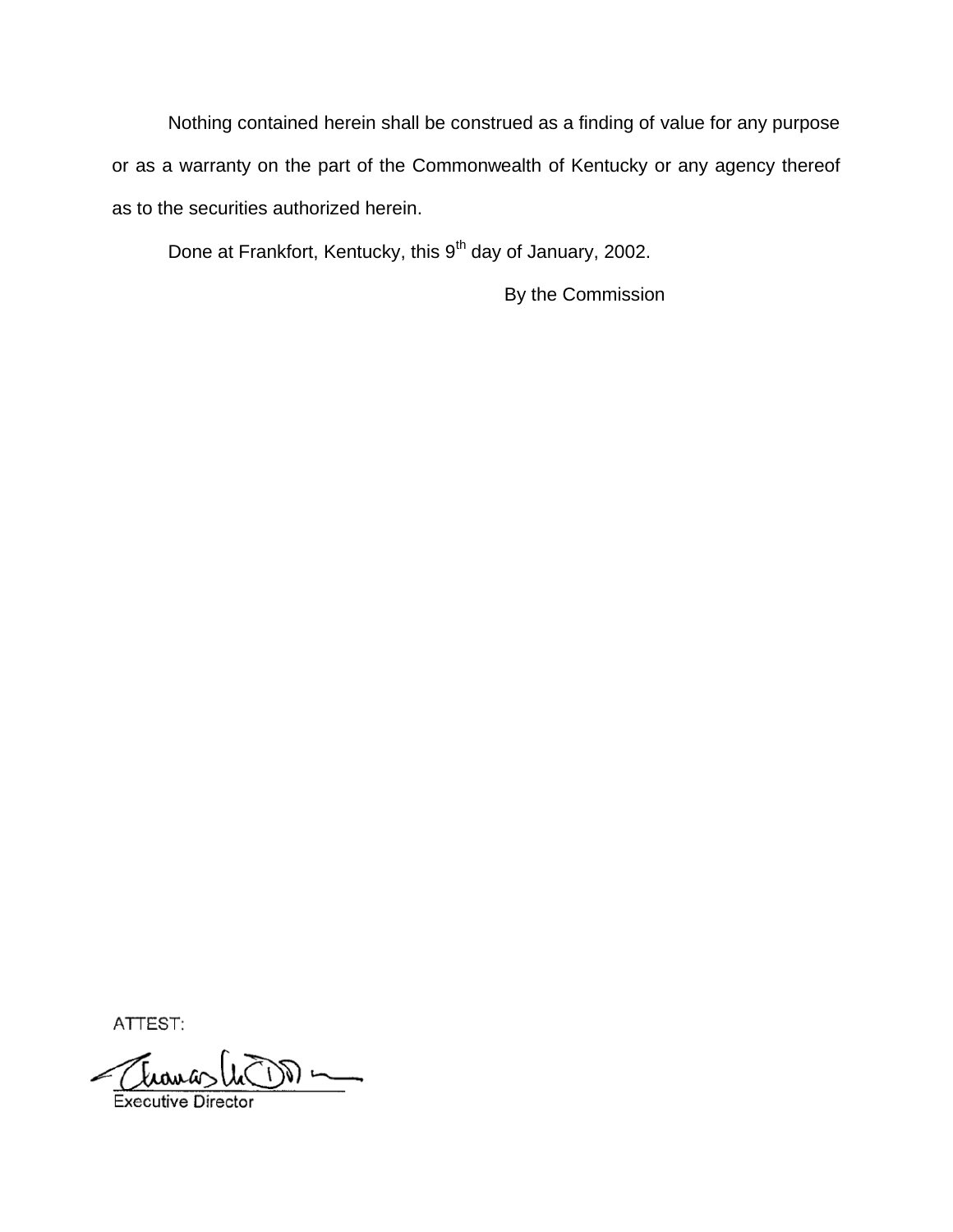Nothing contained herein shall be construed as a finding of value for any purpose or as a warranty on the part of the Commonwealth of Kentucky or any agency thereof as to the securities authorized herein.

Done at Frankfort, Kentucky, this 9th day of January, 2002.

By the Commission

ATTEST:

Executive Director